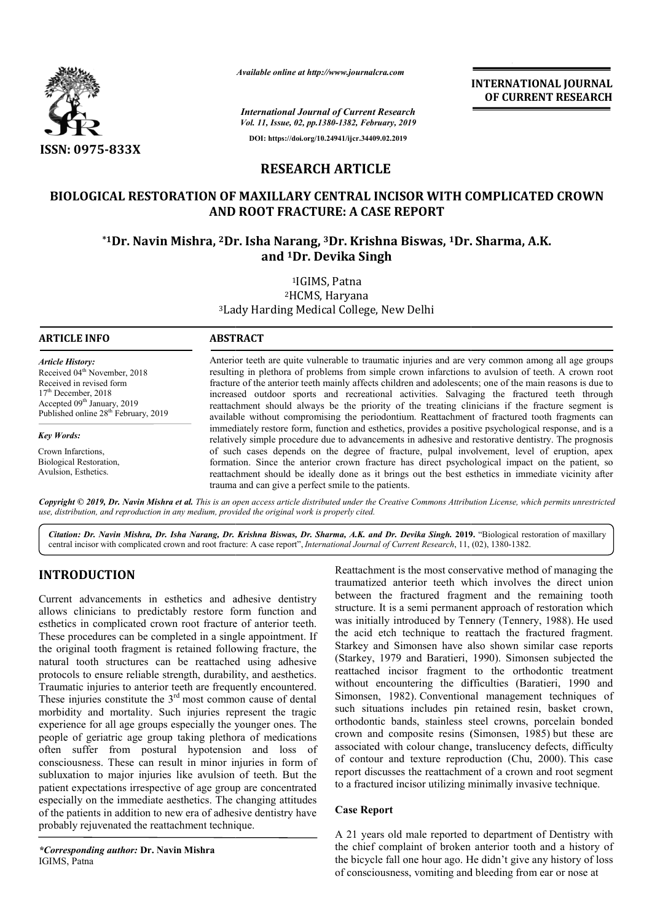# RESEARCH ARTICLE

## BIOLOGICAL RESTORATION OF MAXILLARY CENTRAL INCISOR WITH COMPLICATED CROWN AND ROOT FRACTURE: A CASE REPORT

**\*[1]Dr. Navin Mishra, [2]Dr. Isha Narang, [3]Dr. Krishna Biswas, [1]Dr. Sharma, A.K. and [1]Dr. Devika Singh**

[1]IGIMS, Patna
[2]HCMS, Haryana
[3]Lady Harding Medical College, New Delhi

### ARTICLE INFO

*Article History:*
Received 04th November, 2018
Received in revised form 17th December, 2018
Accepted 09th January, 2019
Published online 28th February, 2019

*Key Words:*
Crown Infarctions, Biological Restoration, Avulsion, Esthetics.

### ABSTRACT

Anterior teeth are quite vulnerable to traumatic injuries and are very common among all age groups resulting in plethora of problems from simple crown infarctions to avulsion of teeth. A crown root fracture of the anterior teeth mainly affects children and adolescents; one of the main reasons is due to increased outdoor sports and recreational activities. Salvaging the fractured teeth through reattachment should always be the priority of the treating clinicians if the fracture segment is available without compromising the periodontium. Reattachment of fractured tooth fragments can immediately restore form, function and esthetics, provides a positive psychological response, and is a relatively simple procedure due to advancements in adhesive and restorative dentistry. The prognosis of such cases depends on the degree of fracture, pulpal involvement, level of eruption, apex formation. Since the anterior crown fracture has direct psychological impact on the patient, so reattachment should be ideally done as it brings out the best esthetics in immediate vicinity after trauma and can give a perfect smile to the patients.

*Copyright © 2019, Dr. Navin Mishra et al. This is an open access article distributed under the Creative Commons Attribution License, which permits unrestricted use, distribution, and reproduction in any medium, provided the original work is properly cited.*

*Citation: Dr. Navin Mishra, Dr. Isha Narang, Dr. Krishna Biswas, Dr. Sharma, A.K. and Dr. Devika Singh.* **2019.** "Biological restoration of maxillary central incisor with complicated crown and root fracture: A case report", *International Journal of Current Research*, 11, (02), 1380-1382.

## INTRODUCTION

Current advancements in esthetics and adhesive dentistry allows clinicians to predictably restore form function and esthetics in complicated crown root fracture of anterior teeth. These procedures can be completed in a single appointment. If the original tooth fragment is retained following fracture, the natural tooth structures can be reattached using adhesive protocols to ensure reliable strength, durability, and aesthetics. Traumatic injuries to anterior teeth are frequently encountered. These injuries constitute the 3rd most common cause of dental morbidity and mortality. Such injuries represent the tragic experience for all age groups especially the younger ones. The people of geriatric age group taking plethora of medications often suffer from postural hypotension and loss of consciousness. These can result in minor injuries in form of subluxation to major injuries like avulsion of teeth. But the patient expectations irrespective of age group are concentrated especially on the immediate aesthetics. The changing attitudes of the patients in addition to new era of adhesive dentistry have probably rejuvenated the reattachment technique.

Reattachment is the most conservative method of managing the traumatized anterior teeth which involves the direct union between the fractured fragment and the remaining tooth structure. It is a semi permanent approach of restoration which was initially introduced by Tennery (Tennery, 1988). He used the acid etch technique to reattach the fractured fragment. Starkey and Simonsen have also shown similar case reports (Starkey, 1979 and Baratieri, 1990). Simonsen subjected the reattached incisor fragment to the orthodontic treatment without encountering the difficulties (Baratieri, 1990 and Simonsen, 1982). Conventional management techniques of such situations includes pin retained resin, basket crown, orthodontic bands, stainless steel crowns, porcelain bonded crown and composite resins (Simonsen, 1985) but these are associated with colour change, translucency defects, difficulty of contour and texture reproduction (Chu, 2000). This case report discusses the reattachment of a crown and root segment to a fractured incisor utilizing minimally invasive technique.

### Case Report

A 21 years old male reported to department of Dentistry with the chief complaint of broken anterior tooth and a history of the bicycle fall one hour ago. He didn't give any history of loss of consciousness, vomiting and bleeding from ear or nose at

*\*Corresponding author:* **Dr. Navin Mishra**
IGIMS, Patna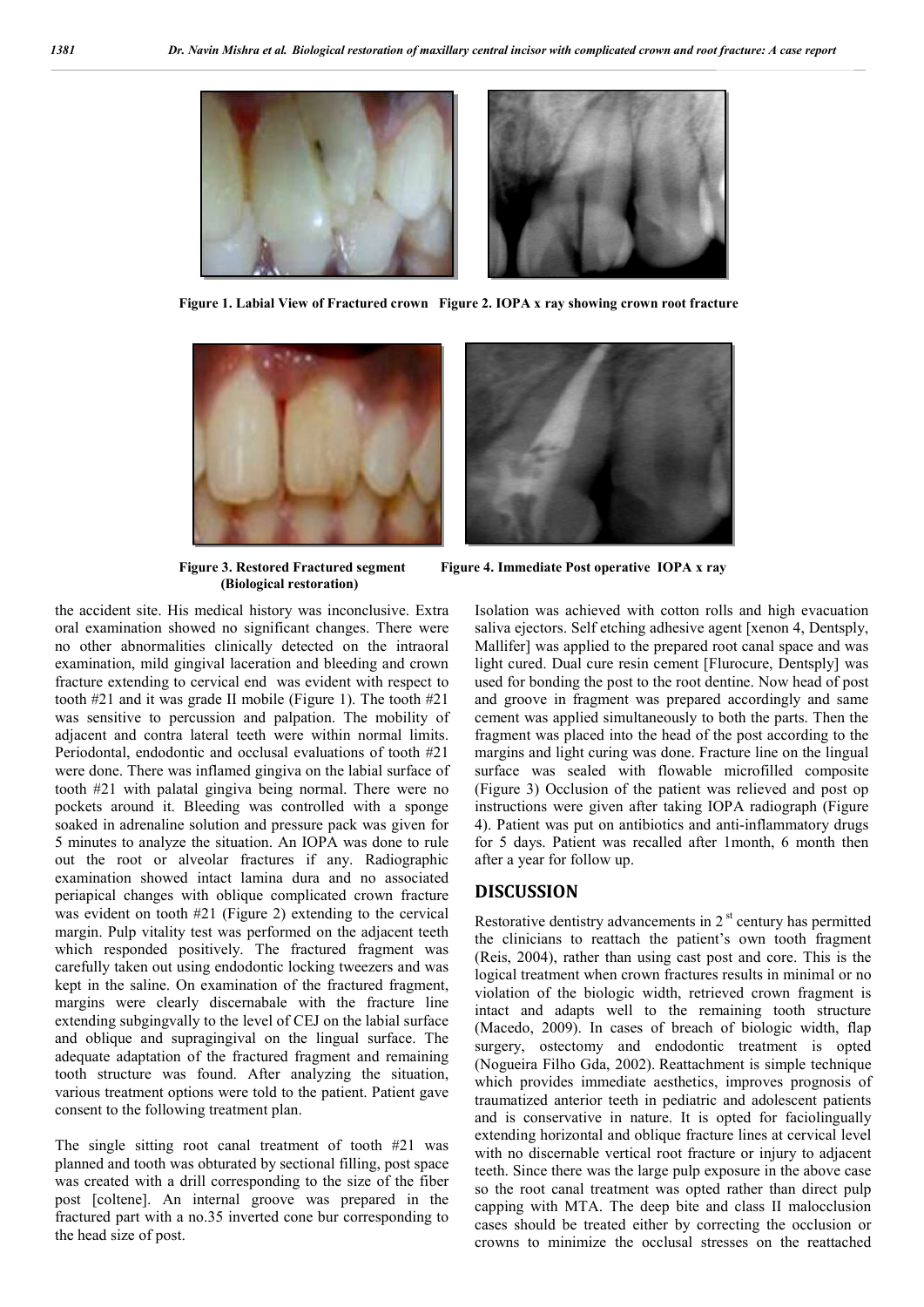Figure 1. Labial View of Fractured crown Figure 2. IOPA x ray showing crown root fracture

Figure 3. Restored Fractured segment (Biological restoration)

Figure 4. Immediate Post operative IOPA x ray

the accident site. His medical history was inconclusive. Extra oral examination showed no significant changes. There were no other abnormalities clinically detected on the intraoral examination, mild gingival laceration and bleeding and crown fracture extending to cervical end was evident with respect to tooth #21 and it was grade II mobile (Figure 1). The tooth #21 was sensitive to percussion and palpation. The mobility of adjacent and contra lateral teeth were within normal limits. Periodontal, endodontic and occlusal evaluations of tooth #21 were done. There was inflamed gingiva on the labial surface of tooth #21 with palatal gingiva being normal. There were no pockets around it. Bleeding was controlled with a sponge soaked in adrenaline solution and pressure pack was given for 5 minutes to analyze the situation. An IOPA was done to rule out the root or alveolar fractures if any. Radiographic examination showed intact lamina dura and no associated periapical changes with oblique complicated crown fracture was evident on tooth #21 (Figure 2) extending to the cervical margin. Pulp vitality test was performed on the adjacent teeth which responded positively. The fractured fragment was carefully taken out using endodontic locking tweezers and was kept in the saline. On examination of the fractured fragment, margins were clearly discernabale with the fracture line extending subgingvally to the level of CEJ on the labial surface and oblique and supragingival on the lingual surface. The adequate adaptation of the fractured fragment and remaining tooth structure was found. After analyzing the situation, various treatment options were told to the patient. Patient gave consent to the following treatment plan.

The single sitting root canal treatment of tooth #21 was planned and tooth was obturated by sectional filling, post space was created with a drill corresponding to the size of the fiber post [coltene]. An internal groove was prepared in the fractured part with a no.35 inverted cone bur corresponding to the head size of post.

Isolation was achieved with cotton rolls and high evacuation saliva ejectors. Self etching adhesive agent [xenon 4, Dentsply, Mallifer] was applied to the prepared root canal space and was light cured. Dual cure resin cement [Flurocure, Dentsply] was used for bonding the post to the root dentine. Now head of post and groove in fragment was prepared accordingly and same cement was applied simultaneously to both the parts. Then the fragment was placed into the head of the post according to the margins and light curing was done. Fracture line on the lingual surface was sealed with flowable microfilled composite (Figure 3) Occlusion of the patient was relieved and post op instructions were given after taking IOPA radiograph (Figure 4). Patient was put on antibiotics and anti-inflammatory drugs for 5 days. Patient was recalled after 1month, 6 month then after a year for follow up.

## DISCUSSION

Restorative dentistry advancements in 2 st century has permitted the clinicians to reattach the patient's own tooth fragment (Reis, 2004), rather than using cast post and core. This is the logical treatment when crown fractures results in minimal or no violation of the biologic width, retrieved crown fragment is intact and adapts well to the remaining tooth structure (Macedo, 2009). In cases of breach of biologic width, flap surgery, ostectomy and endodontic treatment is opted (Nogueira Filho Gda, 2002). Reattachment is simple technique which provides immediate aesthetics, improves prognosis of traumatized anterior teeth in pediatric and adolescent patients and is conservative in nature. It is opted for faciolingually extending horizontal and oblique fracture lines at cervical level with no discernable vertical root fracture or injury to adjacent teeth. Since there was the large pulp exposure in the above case so the root canal treatment was opted rather than direct pulp capping with MTA. The deep bite and class II malocclusion cases should be treated either by correcting the occlusion or crowns to minimize the occlusal stresses on the reattached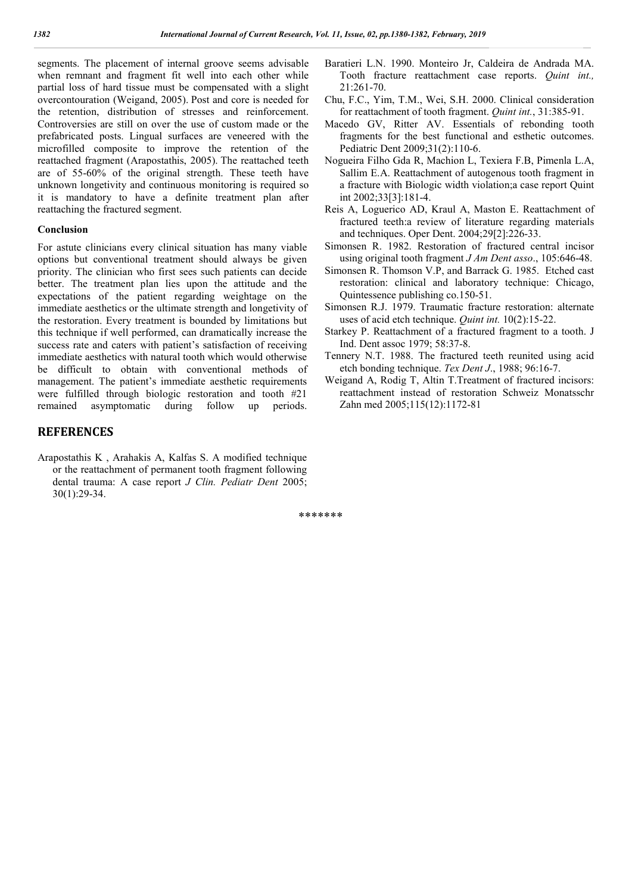segments. The placement of internal groove seems advisable when remnant and fragment fit well into each other while partial loss of hard tissue must be compensated with a slight overcontouration (Weigand, 2005). Post and core is needed for the retention, distribution of stresses and reinforcement. Controversies are still on over the use of custom made or the prefabricated posts. Lingual surfaces are veneered with the microfilled composite to improve the retention of the reattached fragment (Arapostathis, 2005). The reattached teeth are of 55-60% of the original strength. These teeth have unknown longetivity and continuous monitoring is required so it is mandatory to have a definite treatment plan after reattaching the fractured segment.

### Conclusion

For astute clinicians every clinical situation has many viable options but conventional treatment should always be given priority. The clinician who first sees such patients can decide better. The treatment plan lies upon the attitude and the expectations of the patient regarding weightage on the immediate aesthetics or the ultimate strength and longetivity of the restoration. Every treatment is bounded by limitations but this technique if well performed, can dramatically increase the success rate and caters with patient's satisfaction of receiving immediate aesthetics with natural tooth which would otherwise be difficult to obtain with conventional methods of management. The patient's immediate aesthetic requirements were fulfilled through biologic restoration and tooth #21 remained asymptomatic during follow up periods.

## REFERENCES

Arapostathis K , Arahakis A, Kalfas S. A modified technique or the reattachment of permanent tooth fragment following dental trauma: A case report *J Clin. Pediatr Dent* 2005; 30(1):29-34.

Baratieri L.N. 1990. Monteiro Jr, Caldeira de Andrada MA. Tooth fracture reattachment case reports. *Quint int.,* 21:261-70.

Chu, F.C., Yim, T.M., Wei, S.H. 2000. Clinical consideration for reattachment of tooth fragment. *Quint int.*, 31:385-91.

Macedo GV, Ritter AV. Essentials of rebonding tooth fragments for the best functional and esthetic outcomes. Pediatric Dent 2009;31(2):110-6.

Nogueira Filho Gda R, Machion L, Texiera F.B, Pimenla L.A, Sallim E.A. Reattachment of autogenous tooth fragment in a fracture with Biologic width violation;a case report Quint int 2002;33[3]:181-4.

Reis A, Loguerico AD, Kraul A, Maston E. Reattachment of fractured teeth:a review of literature regarding materials and techniques. Oper Dent. 2004;29[2]:226-33.

Simonsen R. 1982. Restoration of fractured central incisor using original tooth fragment *J Am Dent asso*., 105:646-48.

Simonsen R. Thomson V.P, and Barrack G. 1985. Etched cast restoration: clinical and laboratory technique: Chicago, Quintessence publishing co.150-51.

Simonsen R.J. 1979. Traumatic fracture restoration: alternate uses of acid etch technique. *Quint int.* 10(2):15-22.

Starkey P. Reattachment of a fractured fragment to a tooth. J Ind. Dent assoc 1979; 58:37-8.

Tennery N.T. 1988. The fractured teeth reunited using acid etch bonding technique. *Tex Dent J*., 1988; 96:16-7.

Weigand A, Rodig T, Altin T.Treatment of fractured incisors: reattachment instead of restoration Schweiz Monatsschr Zahn med 2005;115(12):1172-81

*******